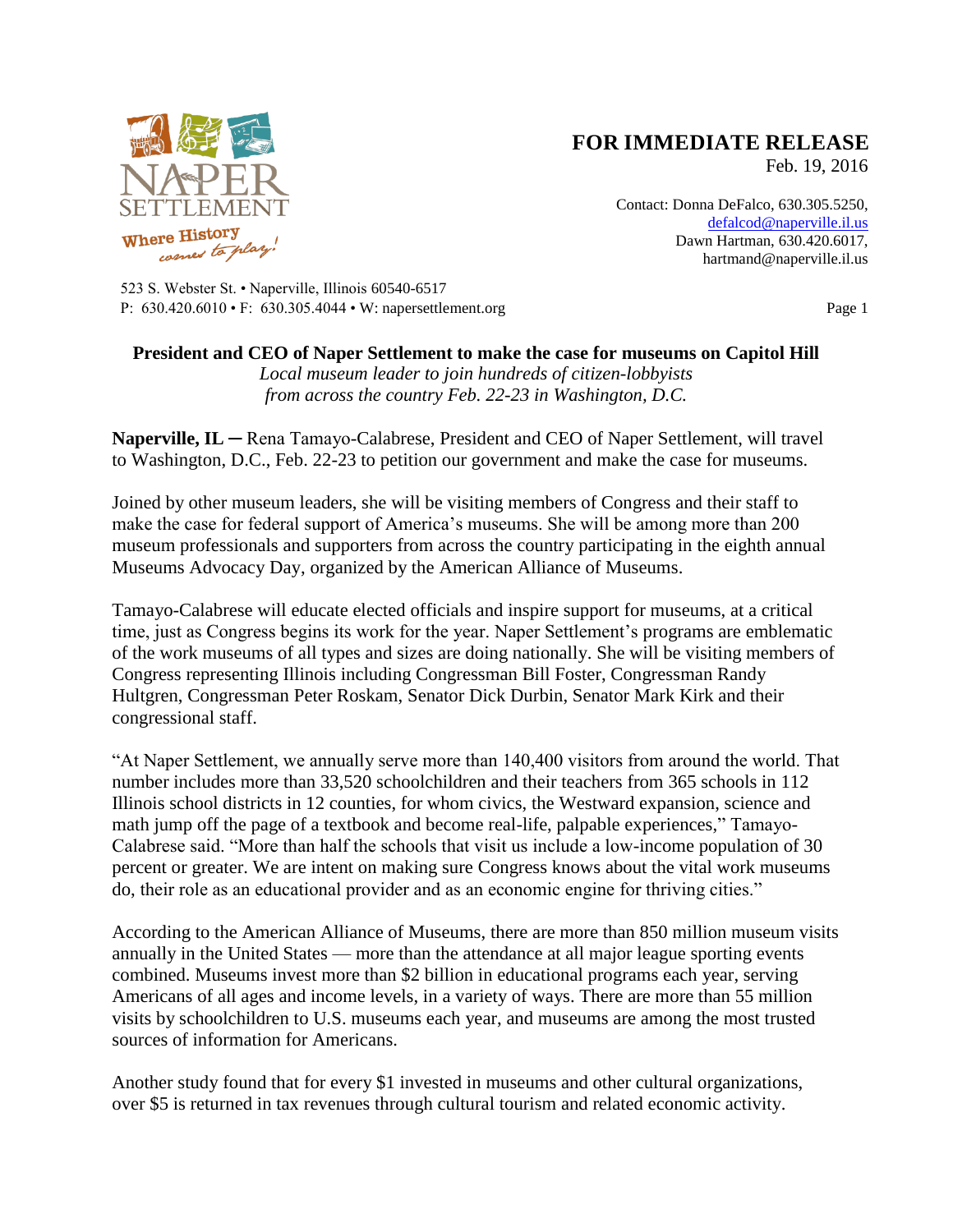NAPER SETTLEMENT

Where History comes to play!

523 S. Webster St. • Naperville, Illinois 60540-6517
P: 630.420.6010 • F: 630.305.4044 • W: napersettlement.org

**FOR IMMEDIATE RELEASE**
Feb. 19, 2016

Contact: Donna DeFalco, 630.305.5250, defalcod@naperville.il.us
Dawn Hartman, 630.420.6017, hartmand@naperville.il.us

**President and CEO of Naper Settlement to make the case for museums on Capitol Hill**

*Local museum leader to join hundreds of citizen-lobbyists from across the country Feb. 22-23 in Washington, D.C.*

**Naperville, IL** ─ Rena Tamayo-Calabrese, President and CEO of Naper Settlement, will travel to Washington, D.C., Feb. 22-23 to petition our government and make the case for museums.

Joined by other museum leaders, she will be visiting members of Congress and their staff to make the case for federal support of America's museums. She will be among more than 200 museum professionals and supporters from across the country participating in the eighth annual Museums Advocacy Day, organized by the American Alliance of Museums.

Tamayo-Calabrese will educate elected officials and inspire support for museums, at a critical time, just as Congress begins its work for the year. Naper Settlement's programs are emblematic of the work museums of all types and sizes are doing nationally. She will be visiting members of Congress representing Illinois including Congressman Bill Foster, Congressman Randy Hultgren, Congressman Peter Roskam, Senator Dick Durbin, Senator Mark Kirk and their congressional staff.

"At Naper Settlement, we annually serve more than 140,400 visitors from around the world. That number includes more than 33,520 schoolchildren and their teachers from 365 schools in 112 Illinois school districts in 12 counties, for whom civics, the Westward expansion, science and math jump off the page of a textbook and become real-life, palpable experiences," Tamayo-Calabrese said. "More than half the schools that visit us include a low-income population of 30 percent or greater. We are intent on making sure Congress knows about the vital work museums do, their role as an educational provider and as an economic engine for thriving cities."

According to the American Alliance of Museums, there are more than 850 million museum visits annually in the United States — more than the attendance at all major league sporting events combined. Museums invest more than $2 billion in educational programs each year, serving Americans of all ages and income levels, in a variety of ways. There are more than 55 million visits by schoolchildren to U.S. museums each year, and museums are among the most trusted sources of information for Americans.

Another study found that for every $1 invested in museums and other cultural organizations, over $5 is returned in tax revenues through cultural tourism and related economic activity.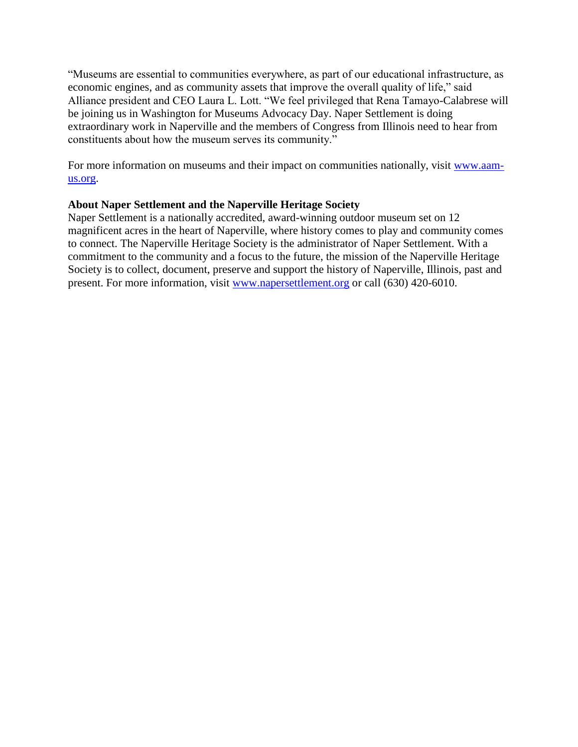"Museums are essential to communities everywhere, as part of our educational infrastructure, as economic engines, and as community assets that improve the overall quality of life," said Alliance president and CEO Laura L. Lott. "We feel privileged that Rena Tamayo-Calabrese will be joining us in Washington for Museums Advocacy Day. Naper Settlement is doing extraordinary work in Naperville and the members of Congress from Illinois need to hear from constituents about how the museum serves its community."

For more information on museums and their impact on communities nationally, visit [www.aam-us.org](http://www.aam-us.org).

**About Naper Settlement and the Naperville Heritage Society**

Naper Settlement is a nationally accredited, award-winning outdoor museum set on 12 magnificent acres in the heart of Naperville, where history comes to play and community comes to connect. The Naperville Heritage Society is the administrator of Naper Settlement. With a commitment to the community and a focus to the future, the mission of the Naperville Heritage Society is to collect, document, preserve and support the history of Naperville, Illinois, past and present. For more information, visit [www.napersettlement.org](http://www.napersettlement.org) or call (630) 420-6010.